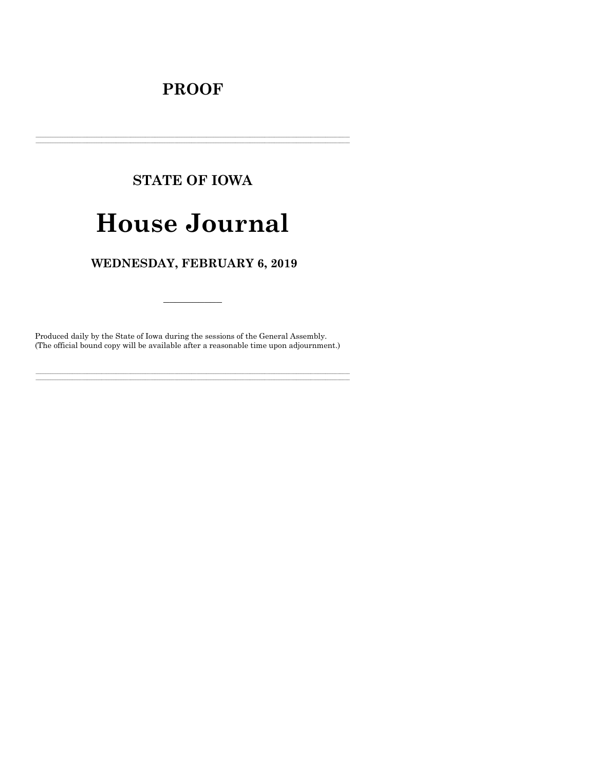# PROOF

---

## STATE OF IOWA

# House Journal

## WEDNESDAY, FEBRUARY 6, 2019

---

Produced daily by the State of Iowa during the sessions of the General Assembly.
(The official bound copy will be available after a reasonable time upon adjournment.)

---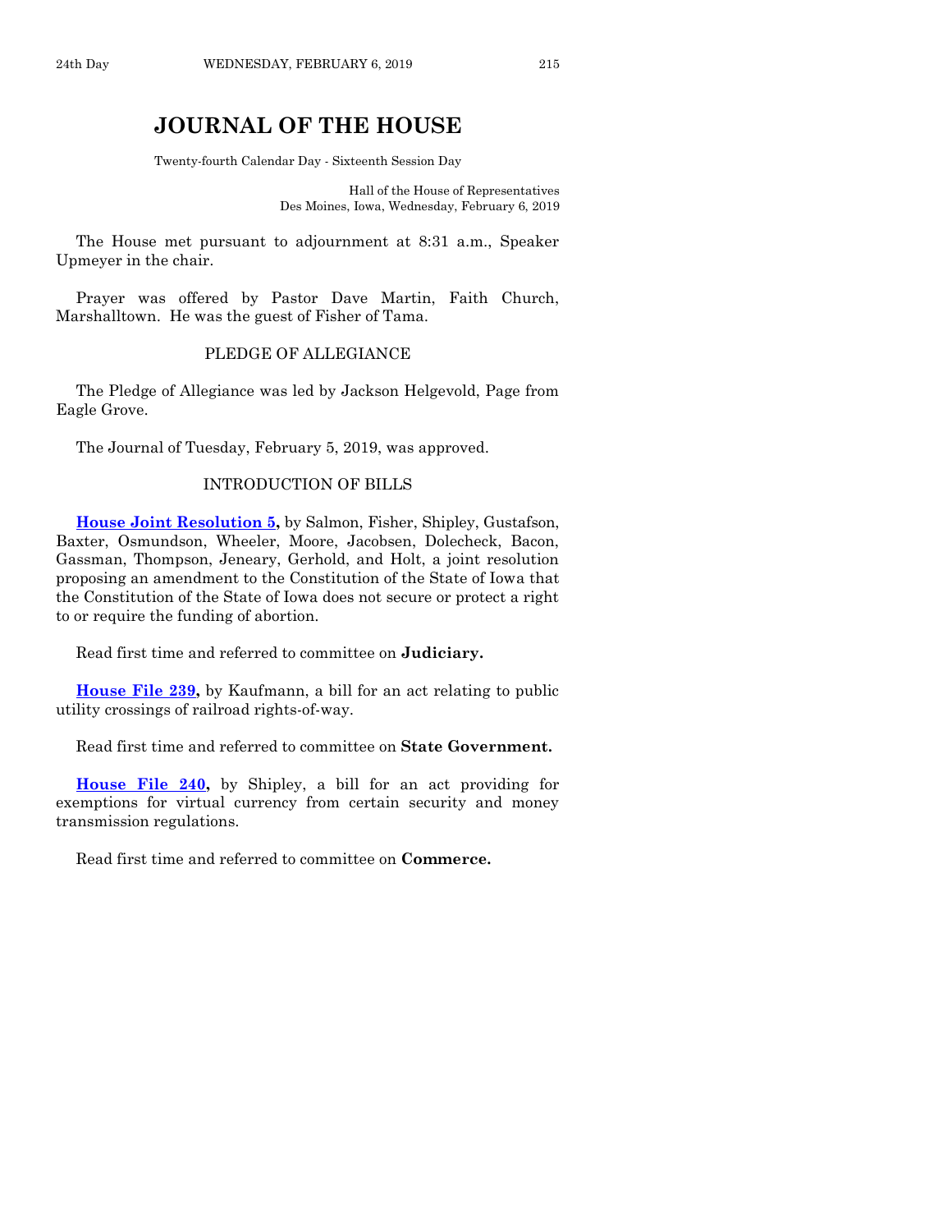# JOURNAL OF THE HOUSE

Twenty-fourth Calendar Day - Sixteenth Session Day

Hall of the House of Representatives
Des Moines, Iowa, Wednesday, February 6, 2019

The House met pursuant to adjournment at 8:31 a.m., Speaker Upmeyer in the chair.

Prayer was offered by Pastor Dave Martin, Faith Church, Marshalltown. He was the guest of Fisher of Tama.

## PLEDGE OF ALLEGIANCE

The Pledge of Allegiance was led by Jackson Helgevold, Page from Eagle Grove.

The Journal of Tuesday, February 5, 2019, was approved.

## INTRODUCTION OF BILLS

**House Joint Resolution 5,** by Salmon, Fisher, Shipley, Gustafson, Baxter, Osmundson, Wheeler, Moore, Jacobsen, Dolecheck, Bacon, Gassman, Thompson, Jeneary, Gerhold, and Holt, a joint resolution proposing an amendment to the Constitution of the State of Iowa that the Constitution of the State of Iowa does not secure or protect a right to or require the funding of abortion.

Read first time and referred to committee on **Judiciary.**

**House File 239,** by Kaufmann, a bill for an act relating to public utility crossings of railroad rights-of-way.

Read first time and referred to committee on **State Government.**

**House File 240,** by Shipley, a bill for an act providing for exemptions for virtual currency from certain security and money transmission regulations.

Read first time and referred to committee on **Commerce.**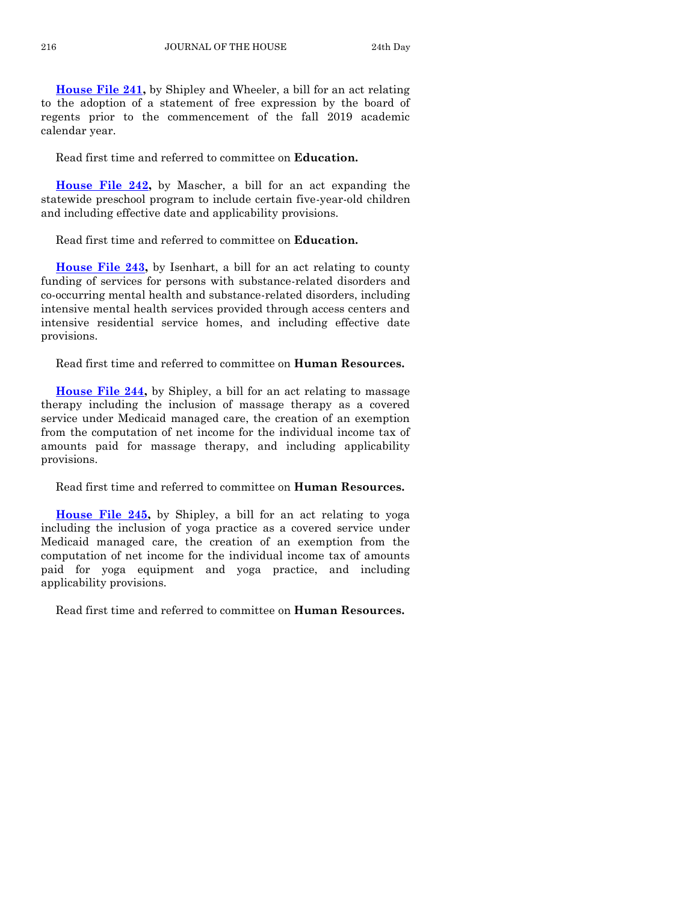**House File 241,** by Shipley and Wheeler, a bill for an act relating to the adoption of a statement of free expression by the board of regents prior to the commencement of the fall 2019 academic calendar year.

Read first time and referred to committee on **Education.**

**House File 242,** by Mascher, a bill for an act expanding the statewide preschool program to include certain five-year-old children and including effective date and applicability provisions.

Read first time and referred to committee on **Education.**

**House File 243,** by Isenhart, a bill for an act relating to county funding of services for persons with substance-related disorders and co-occurring mental health and substance-related disorders, including intensive mental health services provided through access centers and intensive residential service homes, and including effective date provisions.

Read first time and referred to committee on **Human Resources.**

**House File 244,** by Shipley, a bill for an act relating to massage therapy including the inclusion of massage therapy as a covered service under Medicaid managed care, the creation of an exemption from the computation of net income for the individual income tax of amounts paid for massage therapy, and including applicability provisions.

Read first time and referred to committee on **Human Resources.**

**House File 245,** by Shipley, a bill for an act relating to yoga including the inclusion of yoga practice as a covered service under Medicaid managed care, the creation of an exemption from the computation of net income for the individual income tax of amounts paid for yoga equipment and yoga practice, and including applicability provisions.

Read first time and referred to committee on **Human Resources.**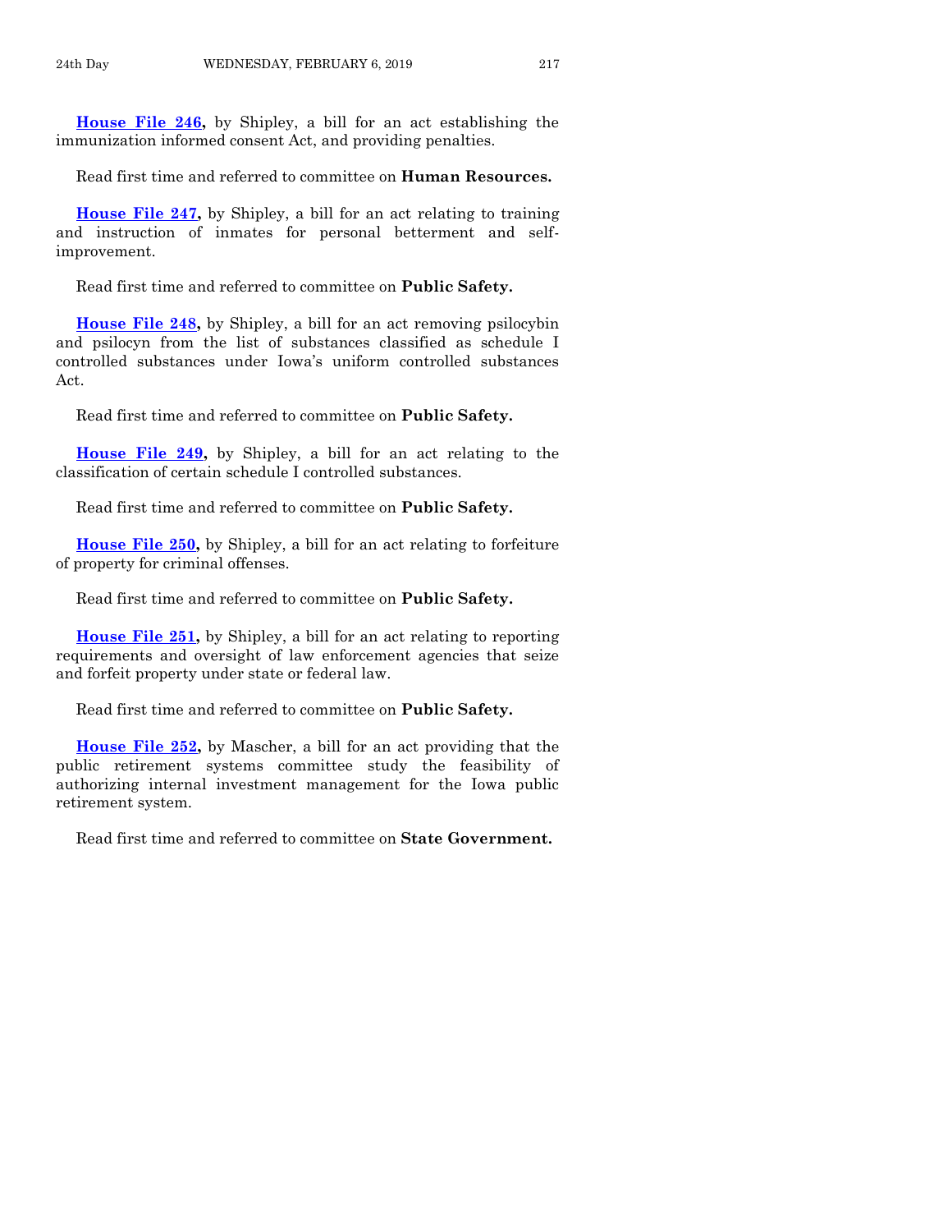**House File 246,** by Shipley, a bill for an act establishing the immunization informed consent Act, and providing penalties.

Read first time and referred to committee on **Human Resources.**

**House File 247,** by Shipley, a bill for an act relating to training and instruction of inmates for personal betterment and self-improvement.

Read first time and referred to committee on **Public Safety.**

**House File 248,** by Shipley, a bill for an act removing psilocybin and psilocyn from the list of substances classified as schedule I controlled substances under Iowa's uniform controlled substances Act.

Read first time and referred to committee on **Public Safety.**

**House File 249,** by Shipley, a bill for an act relating to the classification of certain schedule I controlled substances.

Read first time and referred to committee on **Public Safety.**

**House File 250,** by Shipley, a bill for an act relating to forfeiture of property for criminal offenses.

Read first time and referred to committee on **Public Safety.**

**House File 251,** by Shipley, a bill for an act relating to reporting requirements and oversight of law enforcement agencies that seize and forfeit property under state or federal law.

Read first time and referred to committee on **Public Safety.**

**House File 252,** by Mascher, a bill for an act providing that the public retirement systems committee study the feasibility of authorizing internal investment management for the Iowa public retirement system.

Read first time and referred to committee on **State Government.**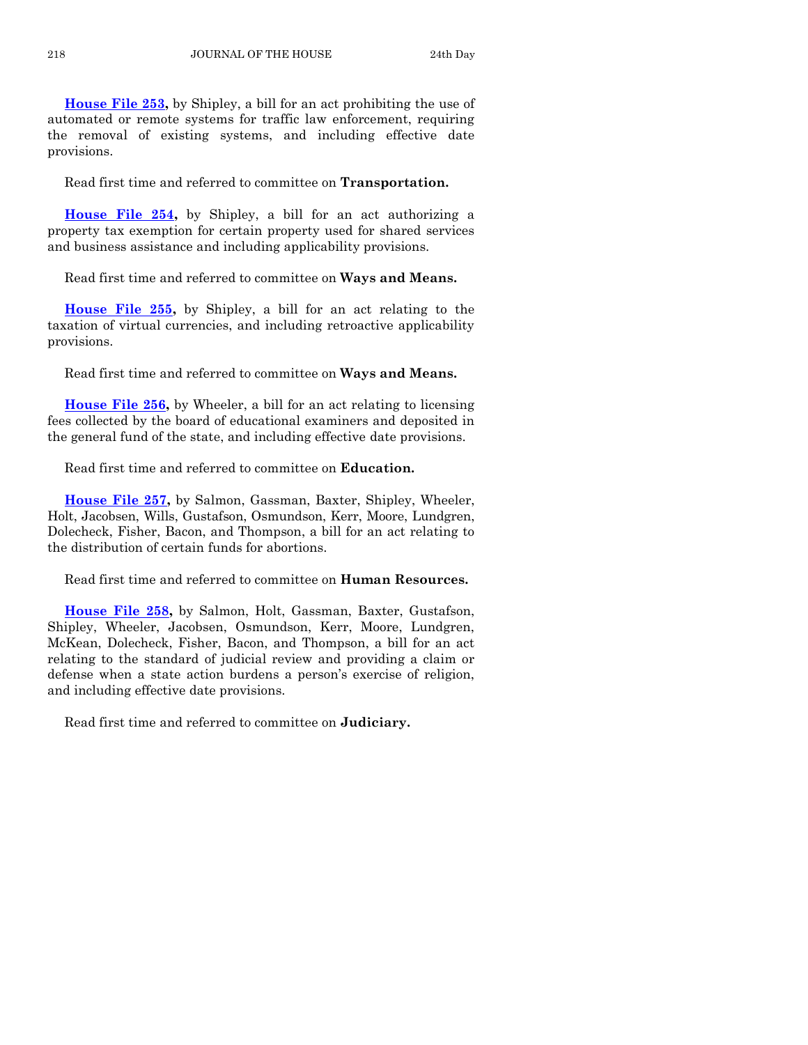**House File 253,** by Shipley, a bill for an act prohibiting the use of automated or remote systems for traffic law enforcement, requiring the removal of existing systems, and including effective date provisions.

Read first time and referred to committee on **Transportation.**

**House File 254,** by Shipley, a bill for an act authorizing a property tax exemption for certain property used for shared services and business assistance and including applicability provisions.

Read first time and referred to committee on **Ways and Means.**

**House File 255,** by Shipley, a bill for an act relating to the taxation of virtual currencies, and including retroactive applicability provisions.

Read first time and referred to committee on **Ways and Means.**

**House File 256,** by Wheeler, a bill for an act relating to licensing fees collected by the board of educational examiners and deposited in the general fund of the state, and including effective date provisions.

Read first time and referred to committee on **Education.**

**House File 257,** by Salmon, Gassman, Baxter, Shipley, Wheeler, Holt, Jacobsen, Wills, Gustafson, Osmundson, Kerr, Moore, Lundgren, Dolecheck, Fisher, Bacon, and Thompson, a bill for an act relating to the distribution of certain funds for abortions.

Read first time and referred to committee on **Human Resources.**

**House File 258,** by Salmon, Holt, Gassman, Baxter, Gustafson, Shipley, Wheeler, Jacobsen, Osmundson, Kerr, Moore, Lundgren, McKean, Dolecheck, Fisher, Bacon, and Thompson, a bill for an act relating to the standard of judicial review and providing a claim or defense when a state action burdens a person's exercise of religion, and including effective date provisions.

Read first time and referred to committee on **Judiciary.**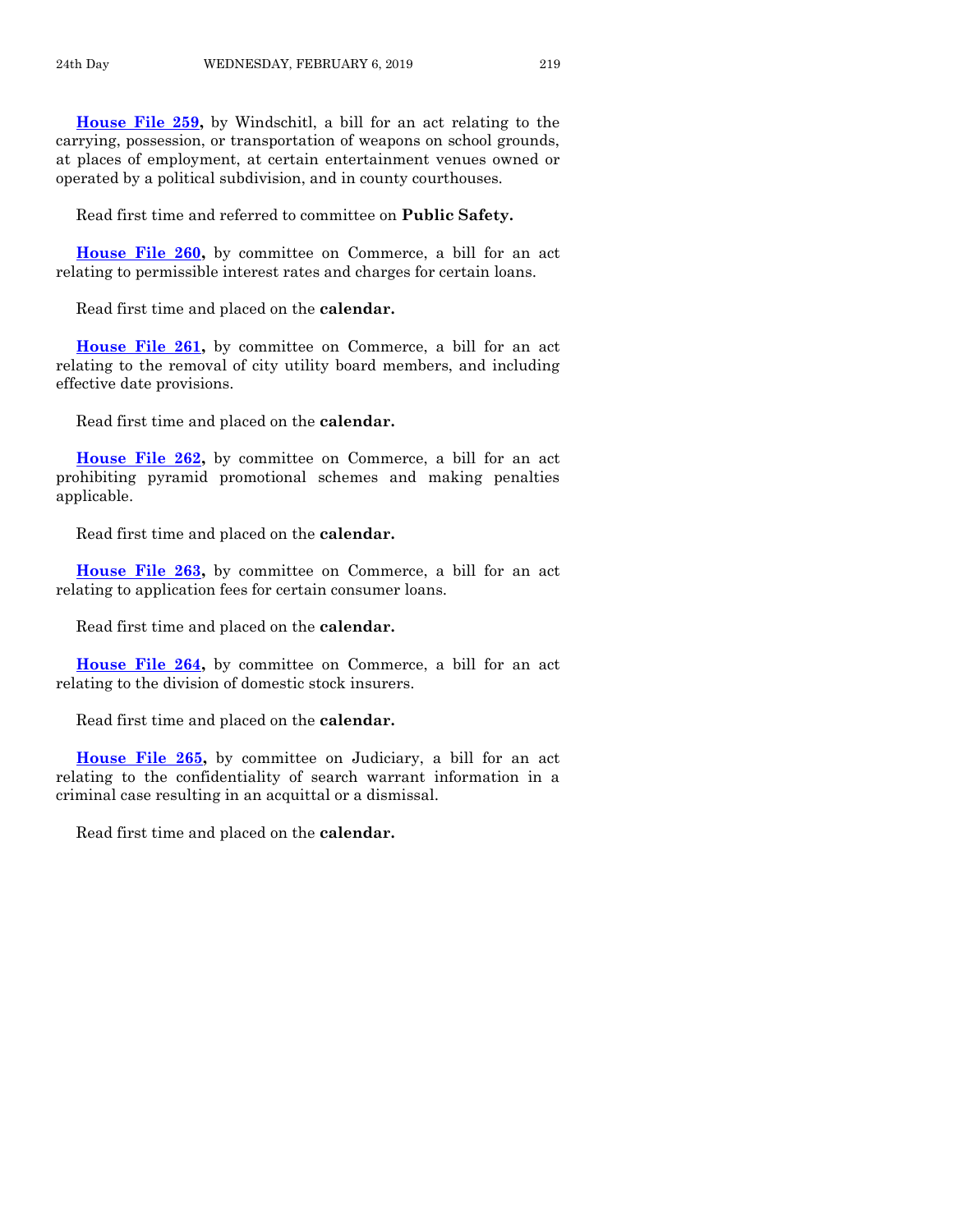**House File 259,** by Windschitl, a bill for an act relating to the carrying, possession, or transportation of weapons on school grounds, at places of employment, at certain entertainment venues owned or operated by a political subdivision, and in county courthouses.

Read first time and referred to committee on **Public Safety.**

**House File 260,** by committee on Commerce, a bill for an act relating to permissible interest rates and charges for certain loans.

Read first time and placed on the **calendar.**

**House File 261,** by committee on Commerce, a bill for an act relating to the removal of city utility board members, and including effective date provisions.

Read first time and placed on the **calendar.**

**House File 262,** by committee on Commerce, a bill for an act prohibiting pyramid promotional schemes and making penalties applicable.

Read first time and placed on the **calendar.**

**House File 263,** by committee on Commerce, a bill for an act relating to application fees for certain consumer loans.

Read first time and placed on the **calendar.**

**House File 264,** by committee on Commerce, a bill for an act relating to the division of domestic stock insurers.

Read first time and placed on the **calendar.**

**House File 265,** by committee on Judiciary, a bill for an act relating to the confidentiality of search warrant information in a criminal case resulting in an acquittal or a dismissal.

Read first time and placed on the **calendar.**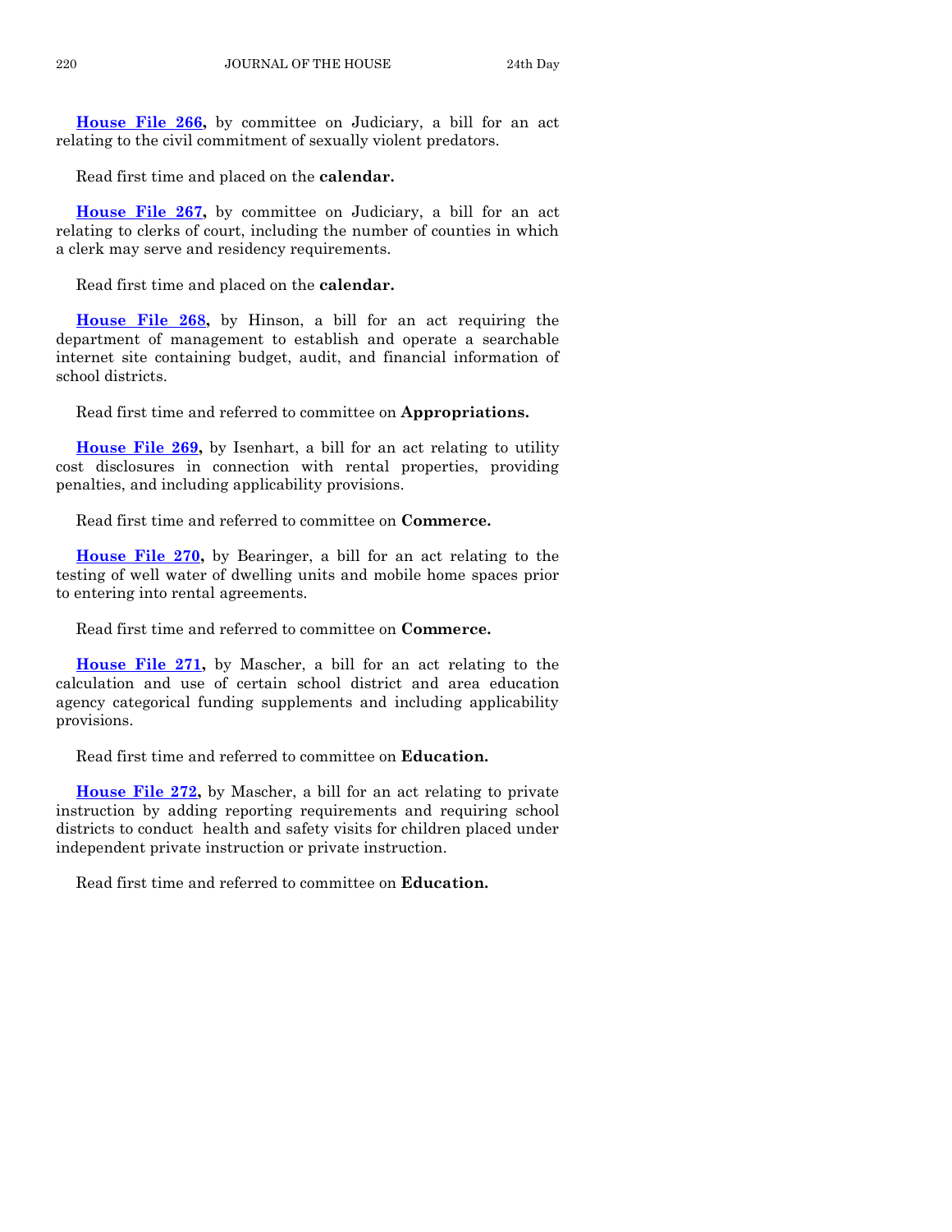**House File 266,** by committee on Judiciary, a bill for an act relating to the civil commitment of sexually violent predators.

Read first time and placed on the **calendar.**

**House File 267,** by committee on Judiciary, a bill for an act relating to clerks of court, including the number of counties in which a clerk may serve and residency requirements.

Read first time and placed on the **calendar.**

**House File 268,** by Hinson, a bill for an act requiring the department of management to establish and operate a searchable internet site containing budget, audit, and financial information of school districts.

Read first time and referred to committee on **Appropriations.**

**House File 269,** by Isenhart, a bill for an act relating to utility cost disclosures in connection with rental properties, providing penalties, and including applicability provisions.

Read first time and referred to committee on **Commerce.**

**House File 270,** by Bearinger, a bill for an act relating to the testing of well water of dwelling units and mobile home spaces prior to entering into rental agreements.

Read first time and referred to committee on **Commerce.**

**House File 271,** by Mascher, a bill for an act relating to the calculation and use of certain school district and area education agency categorical funding supplements and including applicability provisions.

Read first time and referred to committee on **Education.**

**House File 272,** by Mascher, a bill for an act relating to private instruction by adding reporting requirements and requiring school districts to conduct health and safety visits for children placed under independent private instruction or private instruction.

Read first time and referred to committee on **Education.**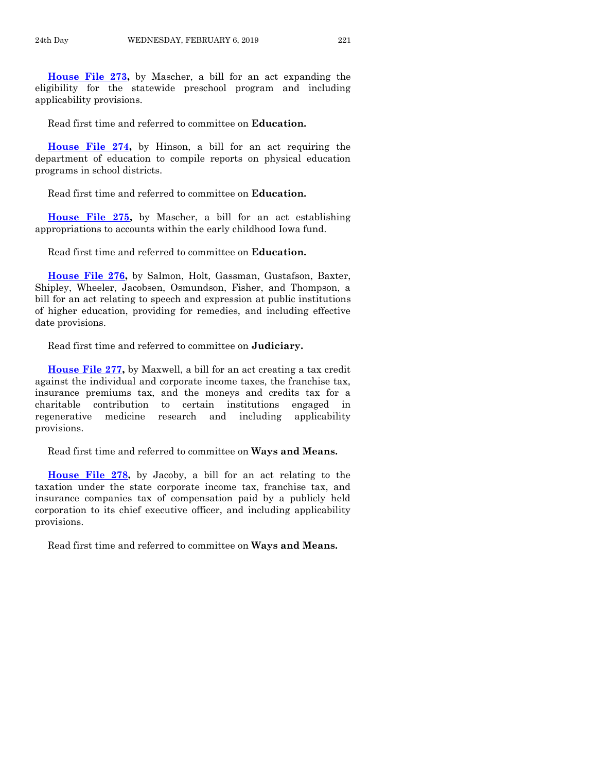**House File 273,** by Mascher, a bill for an act expanding the eligibility for the statewide preschool program and including applicability provisions.

Read first time and referred to committee on **Education.**

**House File 274,** by Hinson, a bill for an act requiring the department of education to compile reports on physical education programs in school districts.

Read first time and referred to committee on **Education.**

**House File 275,** by Mascher, a bill for an act establishing appropriations to accounts within the early childhood Iowa fund.

Read first time and referred to committee on **Education.**

**House File 276,** by Salmon, Holt, Gassman, Gustafson, Baxter, Shipley, Wheeler, Jacobsen, Osmundson, Fisher, and Thompson, a bill for an act relating to speech and expression at public institutions of higher education, providing for remedies, and including effective date provisions.

Read first time and referred to committee on **Judiciary.**

**House File 277,** by Maxwell, a bill for an act creating a tax credit against the individual and corporate income taxes, the franchise tax, insurance premiums tax, and the moneys and credits tax for a charitable contribution to certain institutions engaged in regenerative medicine research and including applicability provisions.

Read first time and referred to committee on **Ways and Means.**

**House File 278,** by Jacoby, a bill for an act relating to the taxation under the state corporate income tax, franchise tax, and insurance companies tax of compensation paid by a publicly held corporation to its chief executive officer, and including applicability provisions.

Read first time and referred to committee on **Ways and Means.**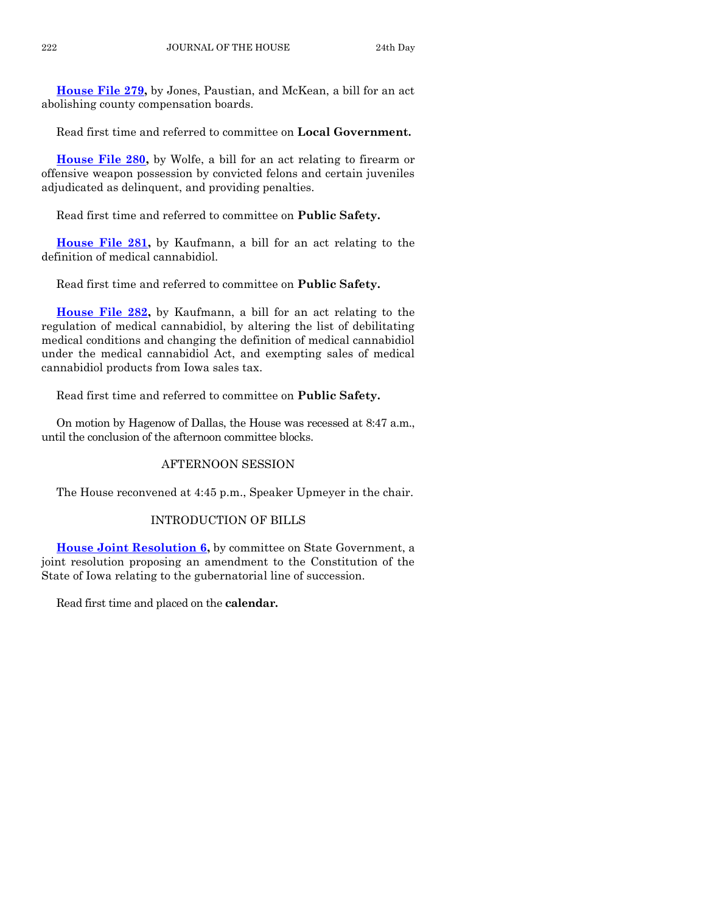**House File 279,** by Jones, Paustian, and McKean, a bill for an act abolishing county compensation boards.

Read first time and referred to committee on **Local Government.**

**House File 280,** by Wolfe, a bill for an act relating to firearm or offensive weapon possession by convicted felons and certain juveniles adjudicated as delinquent, and providing penalties.

Read first time and referred to committee on **Public Safety.**

**House File 281,** by Kaufmann, a bill for an act relating to the definition of medical cannabidiol.

Read first time and referred to committee on **Public Safety.**

**House File 282,** by Kaufmann, a bill for an act relating to the regulation of medical cannabidiol, by altering the list of debilitating medical conditions and changing the definition of medical cannabidiol under the medical cannabidiol Act, and exempting sales of medical cannabidiol products from Iowa sales tax.

Read first time and referred to committee on **Public Safety.**

On motion by Hagenow of Dallas, the House was recessed at 8:47 a.m., until the conclusion of the afternoon committee blocks.

## AFTERNOON SESSION

The House reconvened at 4:45 p.m., Speaker Upmeyer in the chair.

## INTRODUCTION OF BILLS

**House Joint Resolution 6,** by committee on State Government, a joint resolution proposing an amendment to the Constitution of the State of Iowa relating to the gubernatorial line of succession.

Read first time and placed on the **calendar.**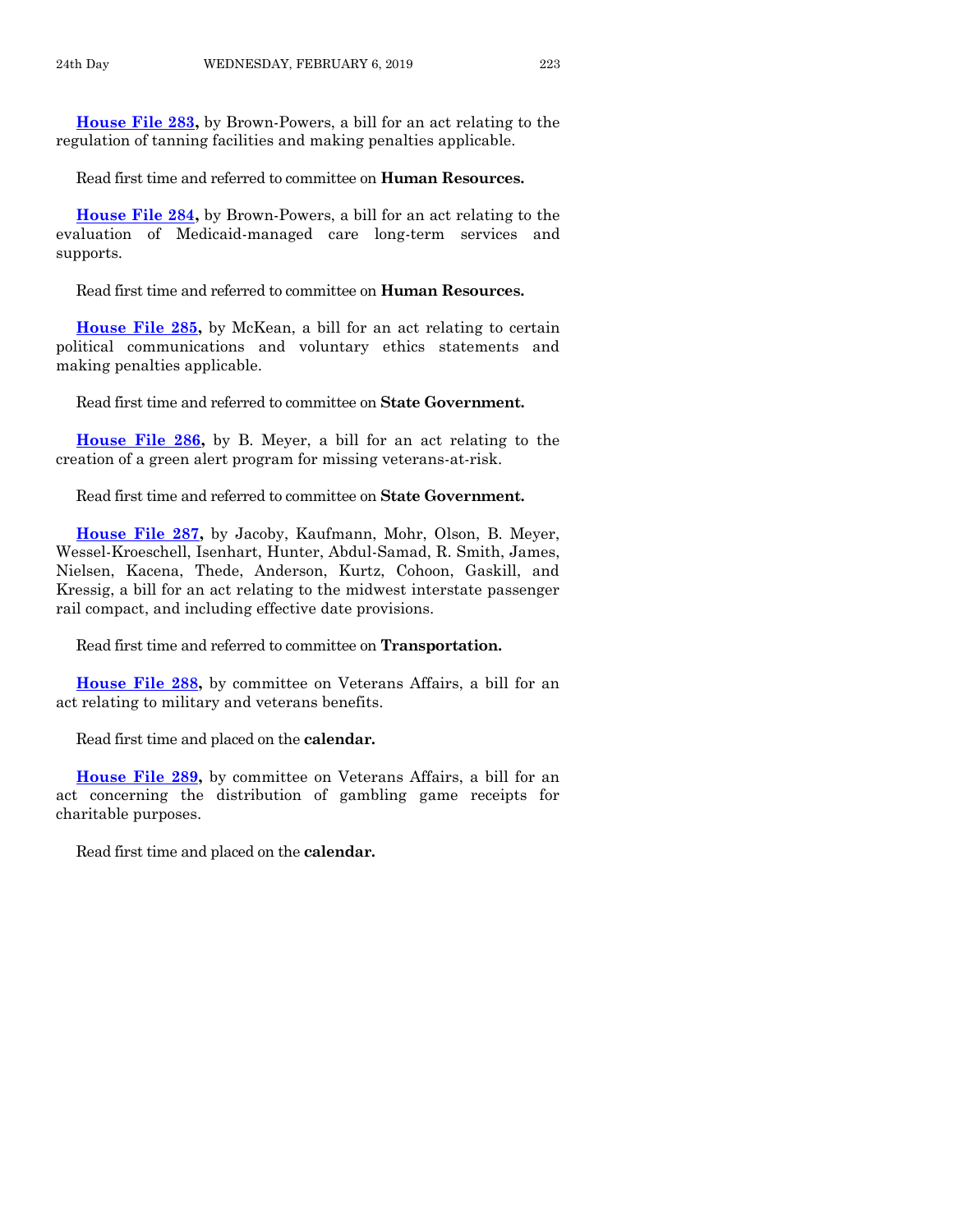**House File 283,** by Brown-Powers, a bill for an act relating to the regulation of tanning facilities and making penalties applicable.

Read first time and referred to committee on **Human Resources.**

**House File 284,** by Brown-Powers, a bill for an act relating to the evaluation of Medicaid-managed care long-term services and supports.

Read first time and referred to committee on **Human Resources.**

**House File 285,** by McKean, a bill for an act relating to certain political communications and voluntary ethics statements and making penalties applicable.

Read first time and referred to committee on **State Government.**

**House File 286,** by B. Meyer, a bill for an act relating to the creation of a green alert program for missing veterans-at-risk.

Read first time and referred to committee on **State Government.**

**House File 287,** by Jacoby, Kaufmann, Mohr, Olson, B. Meyer, Wessel-Kroeschell, Isenhart, Hunter, Abdul-Samad, R. Smith, James, Nielsen, Kacena, Thede, Anderson, Kurtz, Cohoon, Gaskill, and Kressig, a bill for an act relating to the midwest interstate passenger rail compact, and including effective date provisions.

Read first time and referred to committee on **Transportation.**

**House File 288,** by committee on Veterans Affairs, a bill for an act relating to military and veterans benefits.

Read first time and placed on the **calendar.**

**House File 289,** by committee on Veterans Affairs, a bill for an act concerning the distribution of gambling game receipts for charitable purposes.

Read first time and placed on the **calendar.**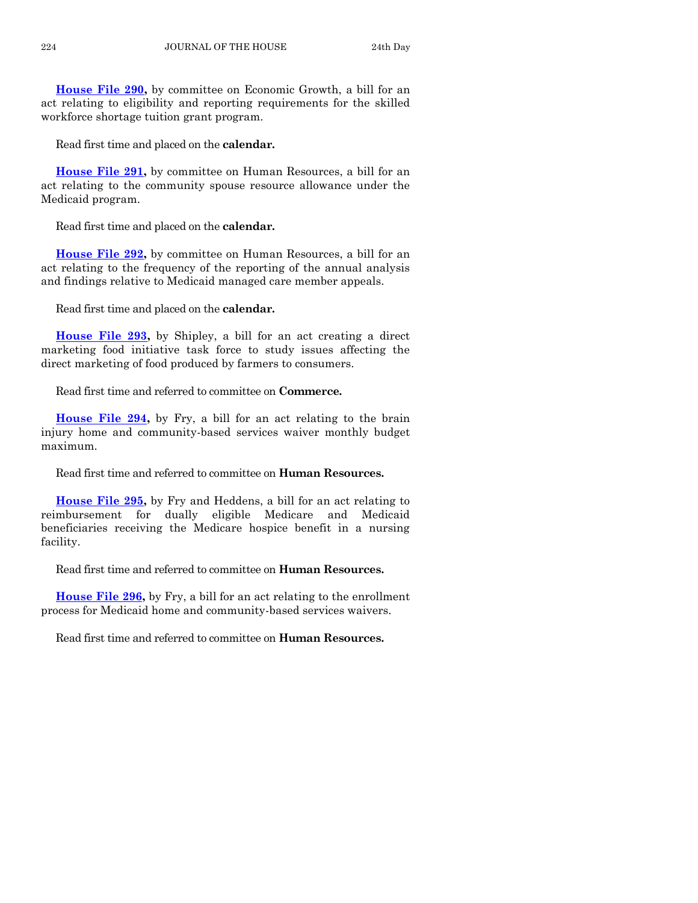**House File 290,** by committee on Economic Growth, a bill for an act relating to eligibility and reporting requirements for the skilled workforce shortage tuition grant program.

Read first time and placed on the **calendar.**

**House File 291,** by committee on Human Resources, a bill for an act relating to the community spouse resource allowance under the Medicaid program.

Read first time and placed on the **calendar.**

**House File 292,** by committee on Human Resources, a bill for an act relating to the frequency of the reporting of the annual analysis and findings relative to Medicaid managed care member appeals.

Read first time and placed on the **calendar.**

**House File 293,** by Shipley, a bill for an act creating a direct marketing food initiative task force to study issues affecting the direct marketing of food produced by farmers to consumers.

Read first time and referred to committee on **Commerce.**

**House File 294,** by Fry, a bill for an act relating to the brain injury home and community-based services waiver monthly budget maximum.

Read first time and referred to committee on **Human Resources.**

**House File 295,** by Fry and Heddens, a bill for an act relating to reimbursement for dually eligible Medicare and Medicaid beneficiaries receiving the Medicare hospice benefit in a nursing facility.

Read first time and referred to committee on **Human Resources.**

**House File 296,** by Fry, a bill for an act relating to the enrollment process for Medicaid home and community-based services waivers.

Read first time and referred to committee on **Human Resources.**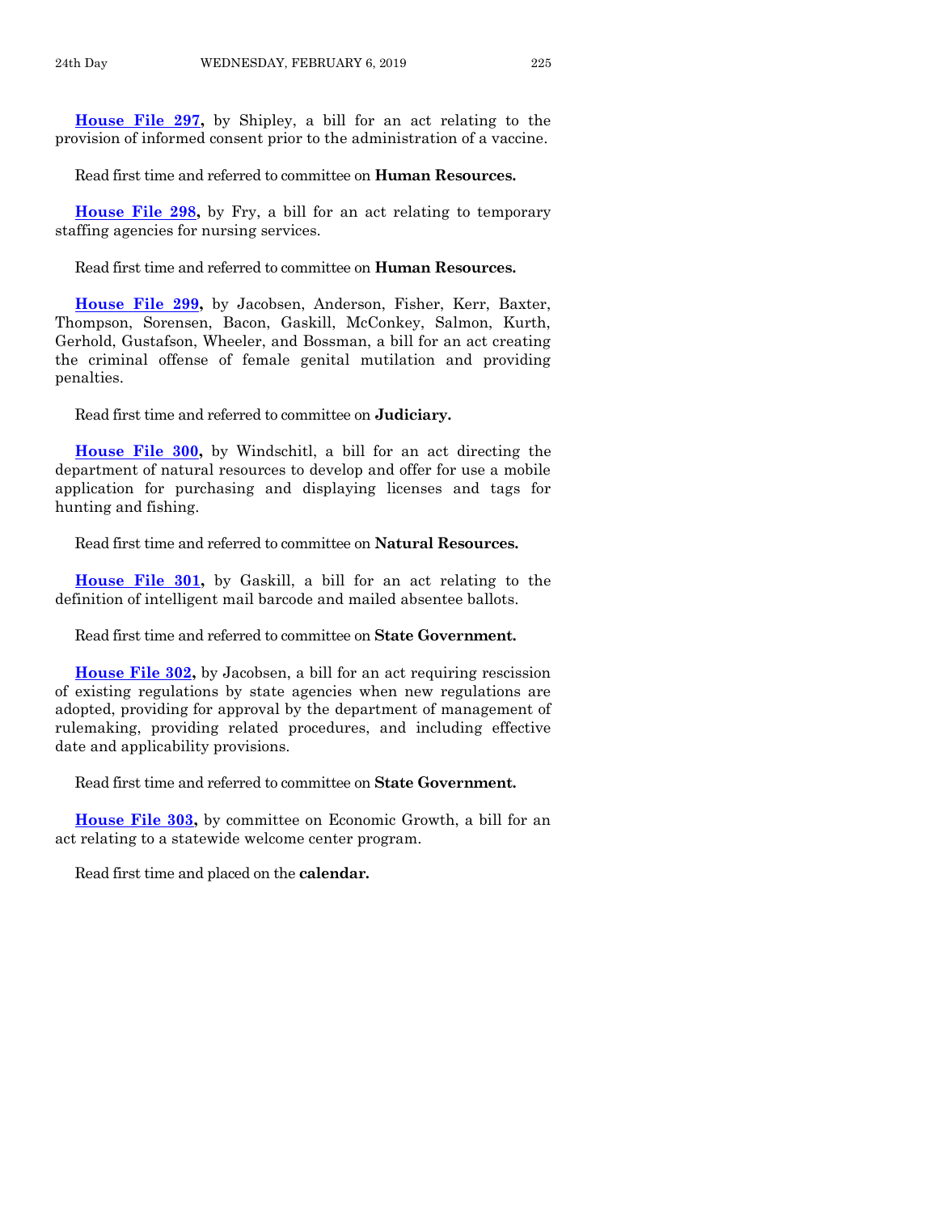**House File 297,** by Shipley, a bill for an act relating to the provision of informed consent prior to the administration of a vaccine.

Read first time and referred to committee on **Human Resources.**

**House File 298,** by Fry, a bill for an act relating to temporary staffing agencies for nursing services.

Read first time and referred to committee on **Human Resources.**

**House File 299,** by Jacobsen, Anderson, Fisher, Kerr, Baxter, Thompson, Sorensen, Bacon, Gaskill, McConkey, Salmon, Kurth, Gerhold, Gustafson, Wheeler, and Bossman, a bill for an act creating the criminal offense of female genital mutilation and providing penalties.

Read first time and referred to committee on **Judiciary.**

**House File 300,** by Windschitl, a bill for an act directing the department of natural resources to develop and offer for use a mobile application for purchasing and displaying licenses and tags for hunting and fishing.

Read first time and referred to committee on **Natural Resources.**

**House File 301,** by Gaskill, a bill for an act relating to the definition of intelligent mail barcode and mailed absentee ballots.

Read first time and referred to committee on **State Government.**

**House File 302,** by Jacobsen, a bill for an act requiring rescission of existing regulations by state agencies when new regulations are adopted, providing for approval by the department of management of rulemaking, providing related procedures, and including effective date and applicability provisions.

Read first time and referred to committee on **State Government.**

**House File 303,** by committee on Economic Growth, a bill for an act relating to a statewide welcome center program.

Read first time and placed on the **calendar.**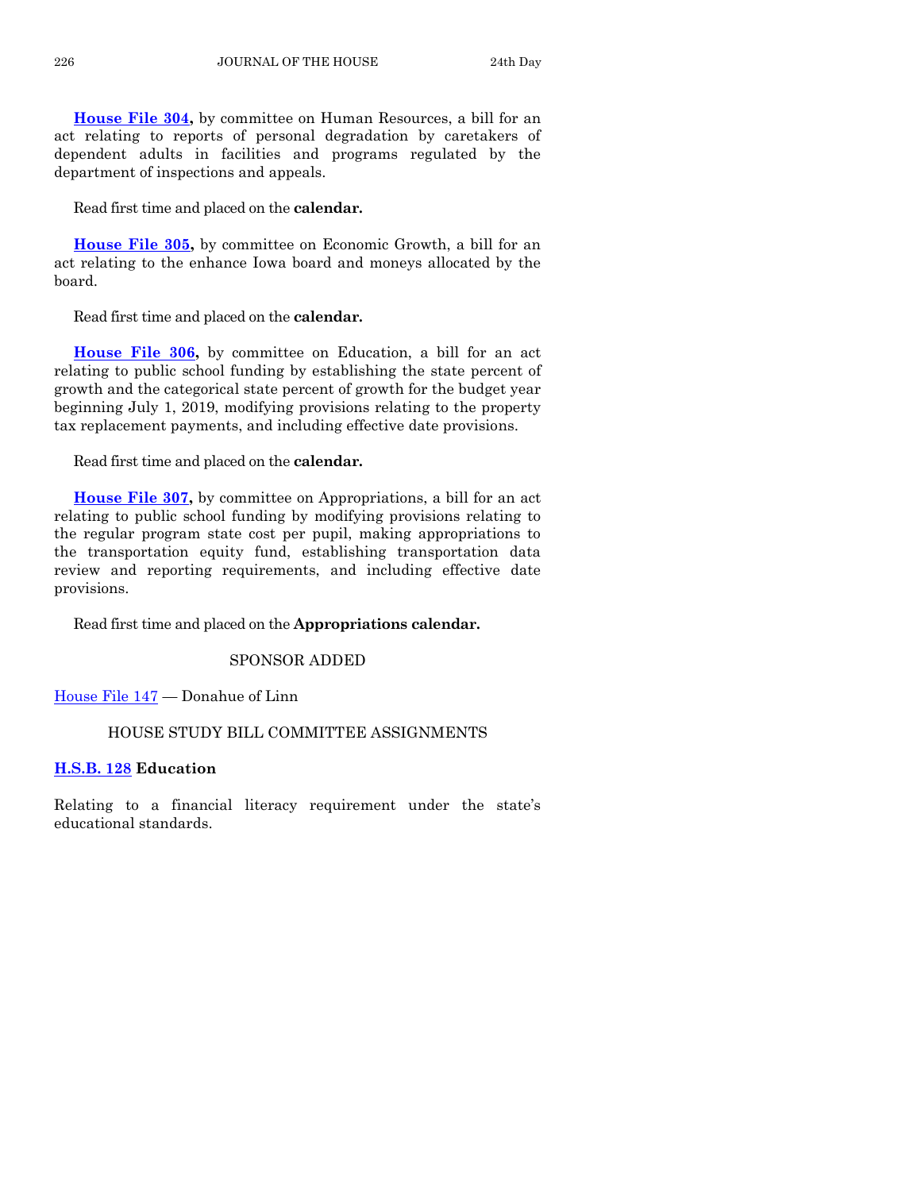**House File 304,** by committee on Human Resources, a bill for an act relating to reports of personal degradation by caretakers of dependent adults in facilities and programs regulated by the department of inspections and appeals.

Read first time and placed on the **calendar.**

**House File 305,** by committee on Economic Growth, a bill for an act relating to the enhance Iowa board and moneys allocated by the board.

Read first time and placed on the **calendar.**

**House File 306,** by committee on Education, a bill for an act relating to public school funding by establishing the state percent of growth and the categorical state percent of growth for the budget year beginning July 1, 2019, modifying provisions relating to the property tax replacement payments, and including effective date provisions.

Read first time and placed on the **calendar.**

**House File 307,** by committee on Appropriations, a bill for an act relating to public school funding by modifying provisions relating to the regular program state cost per pupil, making appropriations to the transportation equity fund, establishing transportation data review and reporting requirements, and including effective date provisions.

Read first time and placed on the **Appropriations calendar.**

## SPONSOR ADDED

House File 147 — Donahue of Linn

## HOUSE STUDY BILL COMMITTEE ASSIGNMENTS

**H.S.B. 128 Education**

Relating to a financial literacy requirement under the state's educational standards.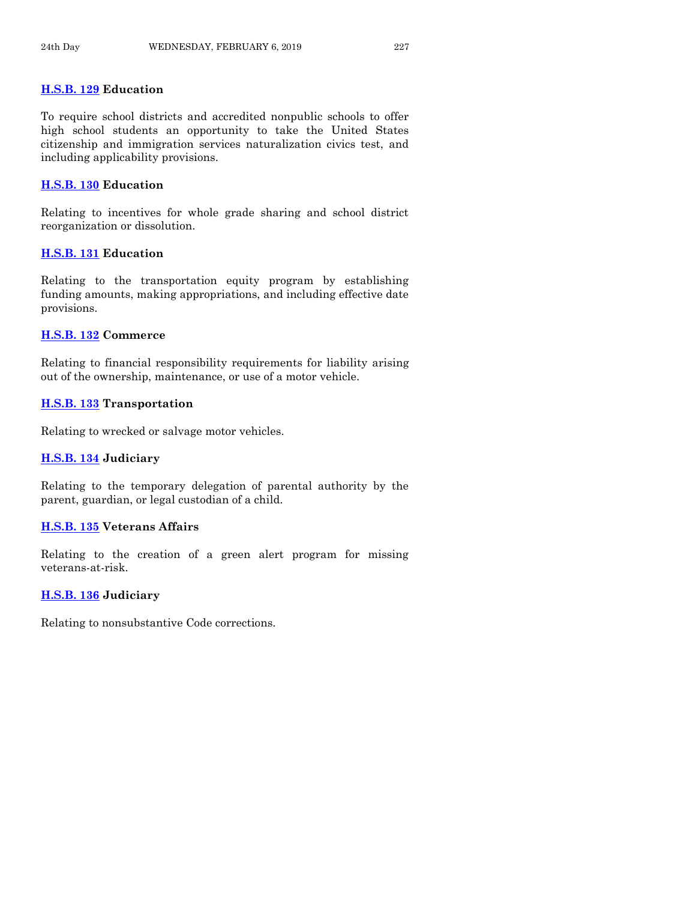**H.S.B. 129** **Education**

To require school districts and accredited nonpublic schools to offer high school students an opportunity to take the United States citizenship and immigration services naturalization civics test, and including applicability provisions.

**H.S.B. 130** **Education**

Relating to incentives for whole grade sharing and school district reorganization or dissolution.

**H.S.B. 131** **Education**

Relating to the transportation equity program by establishing funding amounts, making appropriations, and including effective date provisions.

**H.S.B. 132** **Commerce**

Relating to financial responsibility requirements for liability arising out of the ownership, maintenance, or use of a motor vehicle.

**H.S.B. 133** **Transportation**

Relating to wrecked or salvage motor vehicles.

**H.S.B. 134** **Judiciary**

Relating to the temporary delegation of parental authority by the parent, guardian, or legal custodian of a child.

**H.S.B. 135** **Veterans Affairs**

Relating to the creation of a green alert program for missing veterans-at-risk.

**H.S.B. 136** **Judiciary**

Relating to nonsubstantive Code corrections.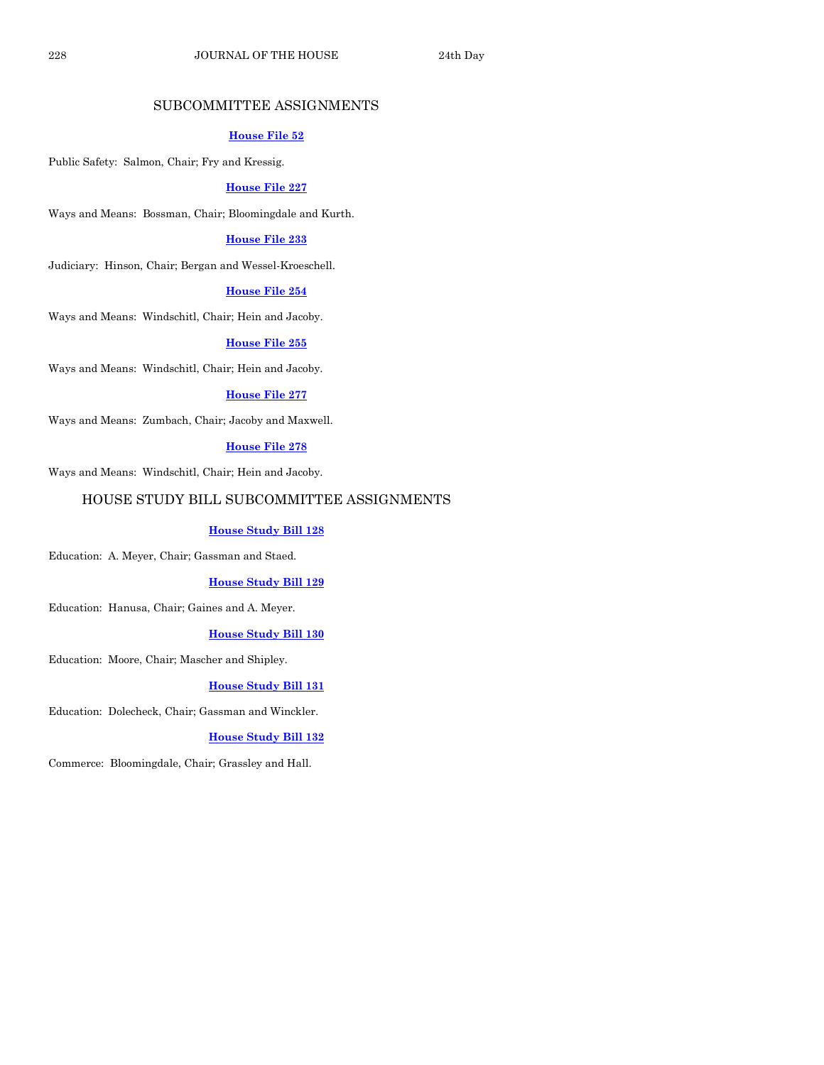## SUBCOMMITTEE ASSIGNMENTS

**House File 52**

Public Safety: Salmon, Chair; Fry and Kressig.

**House File 227**

Ways and Means: Bossman, Chair; Bloomingdale and Kurth.

**House File 233**

Judiciary: Hinson, Chair; Bergan and Wessel-Kroeschell.

**House File 254**

Ways and Means: Windschitl, Chair; Hein and Jacoby.

**House File 255**

Ways and Means: Windschitl, Chair; Hein and Jacoby.

**House File 277**

Ways and Means: Zumbach, Chair; Jacoby and Maxwell.

**House File 278**

Ways and Means: Windschitl, Chair; Hein and Jacoby.

## HOUSE STUDY BILL SUBCOMMITTEE ASSIGNMENTS

**House Study Bill 128**

Education: A. Meyer, Chair; Gassman and Staed.

**House Study Bill 129**

Education: Hanusa, Chair; Gaines and A. Meyer.

**House Study Bill 130**

Education: Moore, Chair; Mascher and Shipley.

**House Study Bill 131**

Education: Dolecheck, Chair; Gassman and Winckler.

**House Study Bill 132**

Commerce: Bloomingdale, Chair; Grassley and Hall.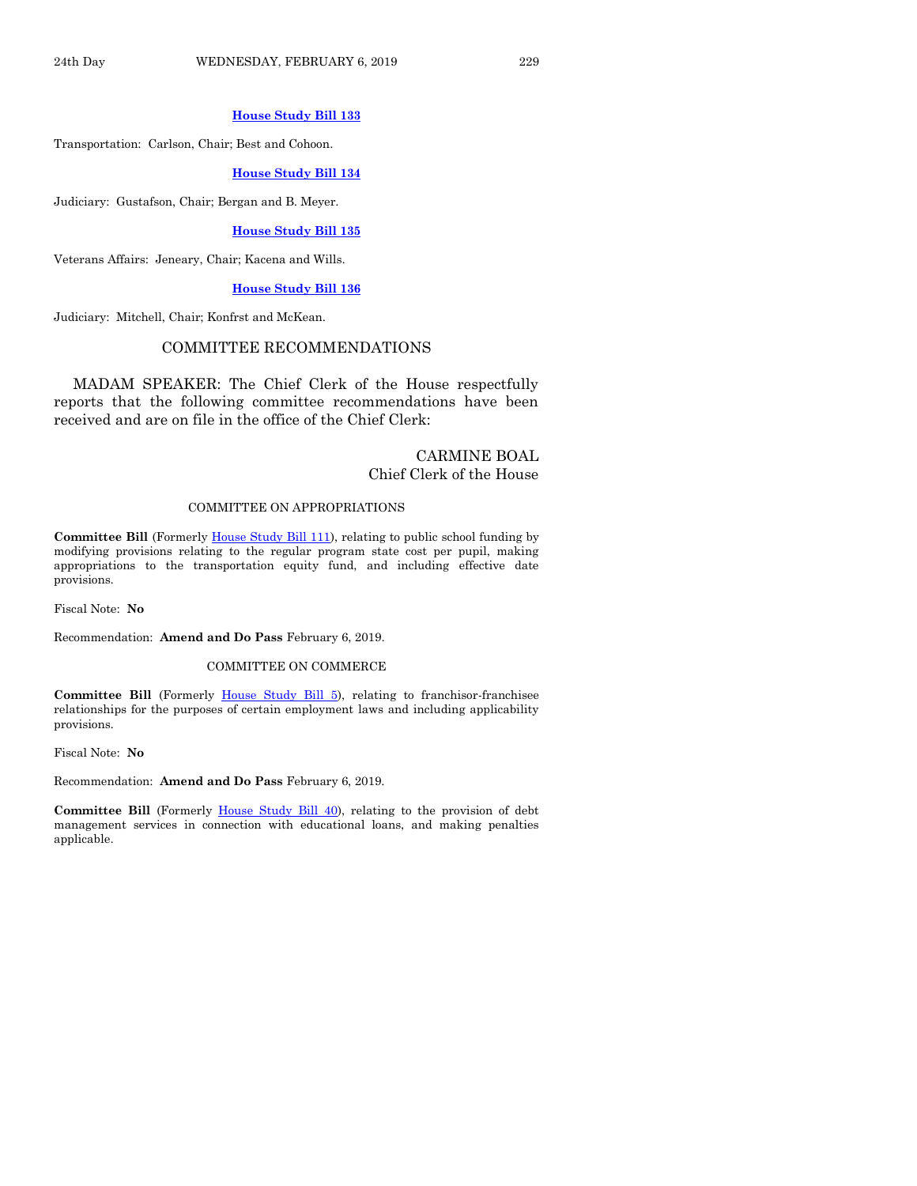**House Study Bill 133**

Transportation: Carlson, Chair; Best and Cohoon.

**House Study Bill 134**

Judiciary: Gustafson, Chair; Bergan and B. Meyer.

**House Study Bill 135**

Veterans Affairs: Jeneary, Chair; Kacena and Wills.

**House Study Bill 136**

Judiciary: Mitchell, Chair; Konfrst and McKean.

## COMMITTEE RECOMMENDATIONS

MADAM SPEAKER: The Chief Clerk of the House respectfully reports that the following committee recommendations have been received and are on file in the office of the Chief Clerk:

CARMINE BOAL
Chief Clerk of the House

### COMMITTEE ON APPROPRIATIONS

**Committee Bill** (Formerly House Study Bill 111), relating to public school funding by modifying provisions relating to the regular program state cost per pupil, making appropriations to the transportation equity fund, and including effective date provisions.

Fiscal Note: **No**

Recommendation: **Amend and Do Pass** February 6, 2019.

### COMMITTEE ON COMMERCE

**Committee Bill** (Formerly House Study Bill 5), relating to franchisor-franchisee relationships for the purposes of certain employment laws and including applicability provisions.

Fiscal Note: **No**

Recommendation: **Amend and Do Pass** February 6, 2019.

**Committee Bill** (Formerly House Study Bill 40), relating to the provision of debt management services in connection with educational loans, and making penalties applicable.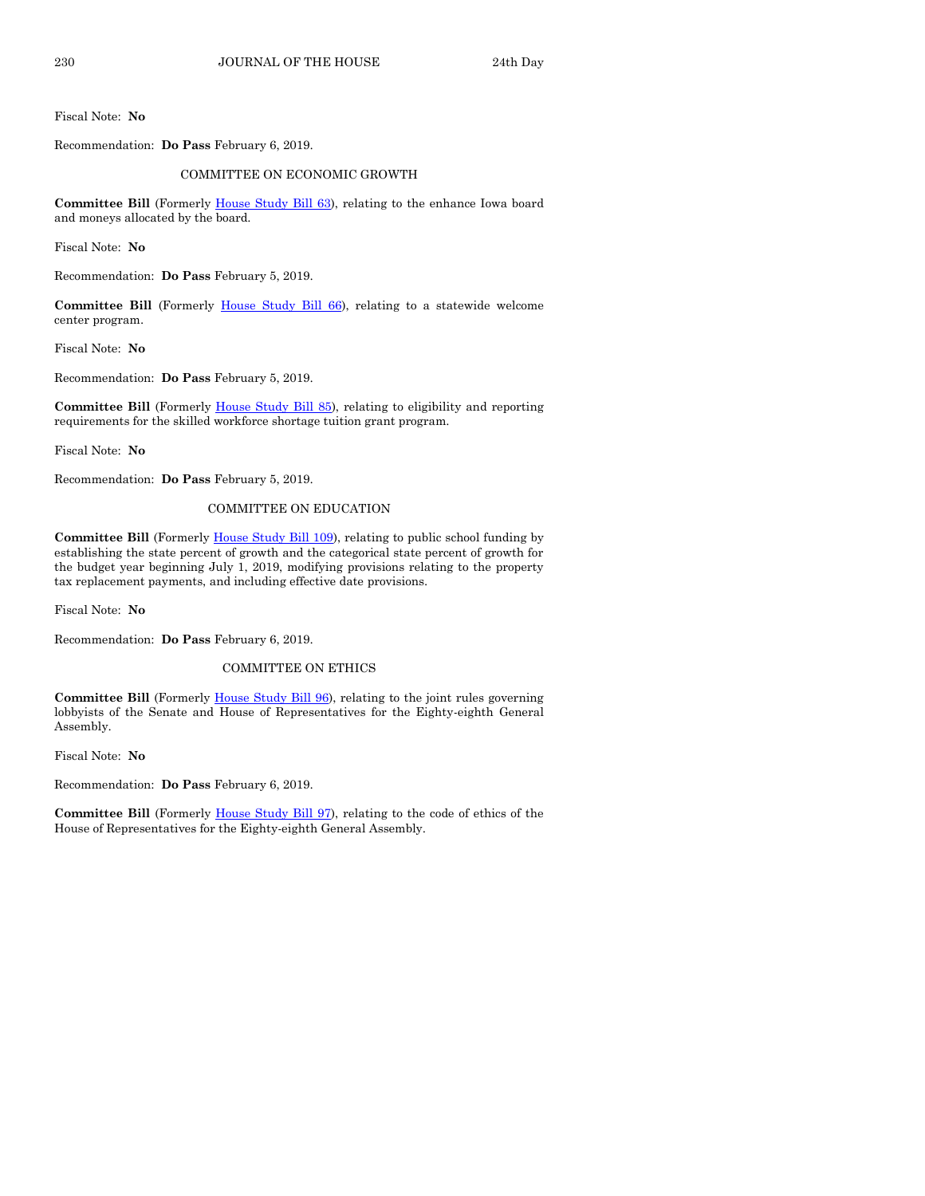Fiscal Note: **No**

Recommendation: **Do Pass** February 6, 2019.

COMMITTEE ON ECONOMIC GROWTH

**Committee Bill** (Formerly House Study Bill 63), relating to the enhance Iowa board and moneys allocated by the board.

Fiscal Note: **No**

Recommendation: **Do Pass** February 5, 2019.

**Committee Bill** (Formerly House Study Bill 66), relating to a statewide welcome center program.

Fiscal Note: **No**

Recommendation: **Do Pass** February 5, 2019.

**Committee Bill** (Formerly House Study Bill 85), relating to eligibility and reporting requirements for the skilled workforce shortage tuition grant program.

Fiscal Note: **No**

Recommendation: **Do Pass** February 5, 2019.

COMMITTEE ON EDUCATION

**Committee Bill** (Formerly House Study Bill 109), relating to public school funding by establishing the state percent of growth and the categorical state percent of growth for the budget year beginning July 1, 2019, modifying provisions relating to the property tax replacement payments, and including effective date provisions.

Fiscal Note: **No**

Recommendation: **Do Pass** February 6, 2019.

COMMITTEE ON ETHICS

**Committee Bill** (Formerly House Study Bill 96), relating to the joint rules governing lobbyists of the Senate and House of Representatives for the Eighty-eighth General Assembly.

Fiscal Note: **No**

Recommendation: **Do Pass** February 6, 2019.

**Committee Bill** (Formerly House Study Bill 97), relating to the code of ethics of the House of Representatives for the Eighty-eighth General Assembly.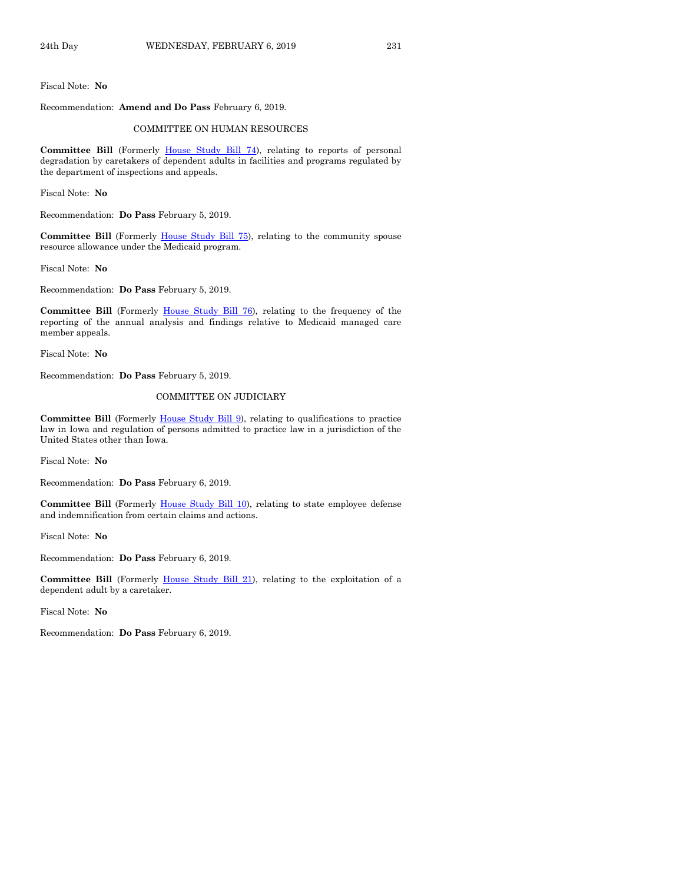Fiscal Note: **No**

Recommendation: **Amend and Do Pass** February 6, 2019.

COMMITTEE ON HUMAN RESOURCES

**Committee Bill** (Formerly House Study Bill 74), relating to reports of personal degradation by caretakers of dependent adults in facilities and programs regulated by the department of inspections and appeals.

Fiscal Note: **No**

Recommendation: **Do Pass** February 5, 2019.

**Committee Bill** (Formerly House Study Bill 75), relating to the community spouse resource allowance under the Medicaid program.

Fiscal Note: **No**

Recommendation: **Do Pass** February 5, 2019.

**Committee Bill** (Formerly House Study Bill 76), relating to the frequency of the reporting of the annual analysis and findings relative to Medicaid managed care member appeals.

Fiscal Note: **No**

Recommendation: **Do Pass** February 5, 2019.

COMMITTEE ON JUDICIARY

**Committee Bill** (Formerly House Study Bill 9), relating to qualifications to practice law in Iowa and regulation of persons admitted to practice law in a jurisdiction of the United States other than Iowa.

Fiscal Note: **No**

Recommendation: **Do Pass** February 6, 2019.

**Committee Bill** (Formerly House Study Bill 10), relating to state employee defense and indemnification from certain claims and actions.

Fiscal Note: **No**

Recommendation: **Do Pass** February 6, 2019.

**Committee Bill** (Formerly House Study Bill 21), relating to the exploitation of a dependent adult by a caretaker.

Fiscal Note: **No**

Recommendation: **Do Pass** February 6, 2019.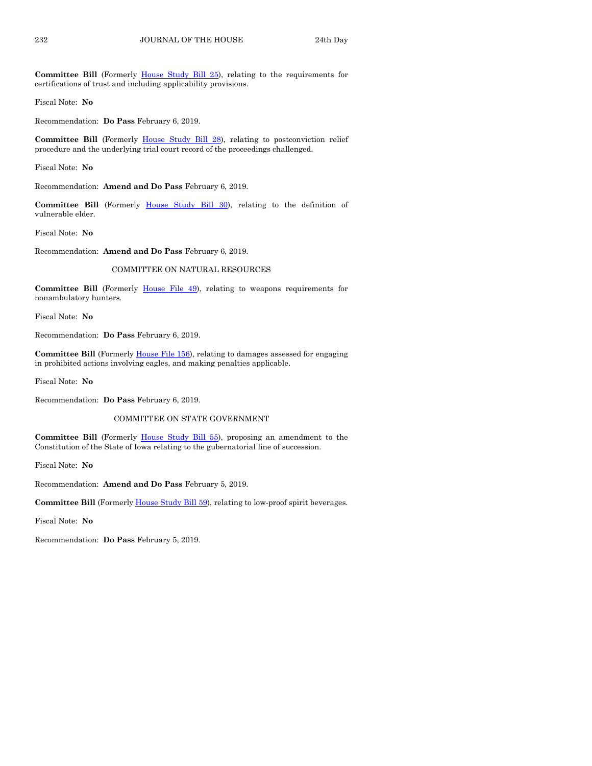**Committee Bill** (Formerly House Study Bill 25), relating to the requirements for certifications of trust and including applicability provisions.

Fiscal Note: **No**

Recommendation: **Do Pass** February 6, 2019.

**Committee Bill** (Formerly House Study Bill 28), relating to postconviction relief procedure and the underlying trial court record of the proceedings challenged.

Fiscal Note: **No**

Recommendation: **Amend and Do Pass** February 6, 2019.

**Committee Bill** (Formerly House Study Bill 30), relating to the definition of vulnerable elder.

Fiscal Note: **No**

Recommendation: **Amend and Do Pass** February 6, 2019.

COMMITTEE ON NATURAL RESOURCES

**Committee Bill** (Formerly House File 49), relating to weapons requirements for nonambulatory hunters.

Fiscal Note: **No**

Recommendation: **Do Pass** February 6, 2019.

**Committee Bill** (Formerly House File 156), relating to damages assessed for engaging in prohibited actions involving eagles, and making penalties applicable.

Fiscal Note: **No**

Recommendation: **Do Pass** February 6, 2019.

COMMITTEE ON STATE GOVERNMENT

**Committee Bill** (Formerly House Study Bill 55), proposing an amendment to the Constitution of the State of Iowa relating to the gubernatorial line of succession.

Fiscal Note: **No**

Recommendation: **Amend and Do Pass** February 5, 2019.

**Committee Bill** (Formerly House Study Bill 59), relating to low-proof spirit beverages.

Fiscal Note: **No**

Recommendation: **Do Pass** February 5, 2019.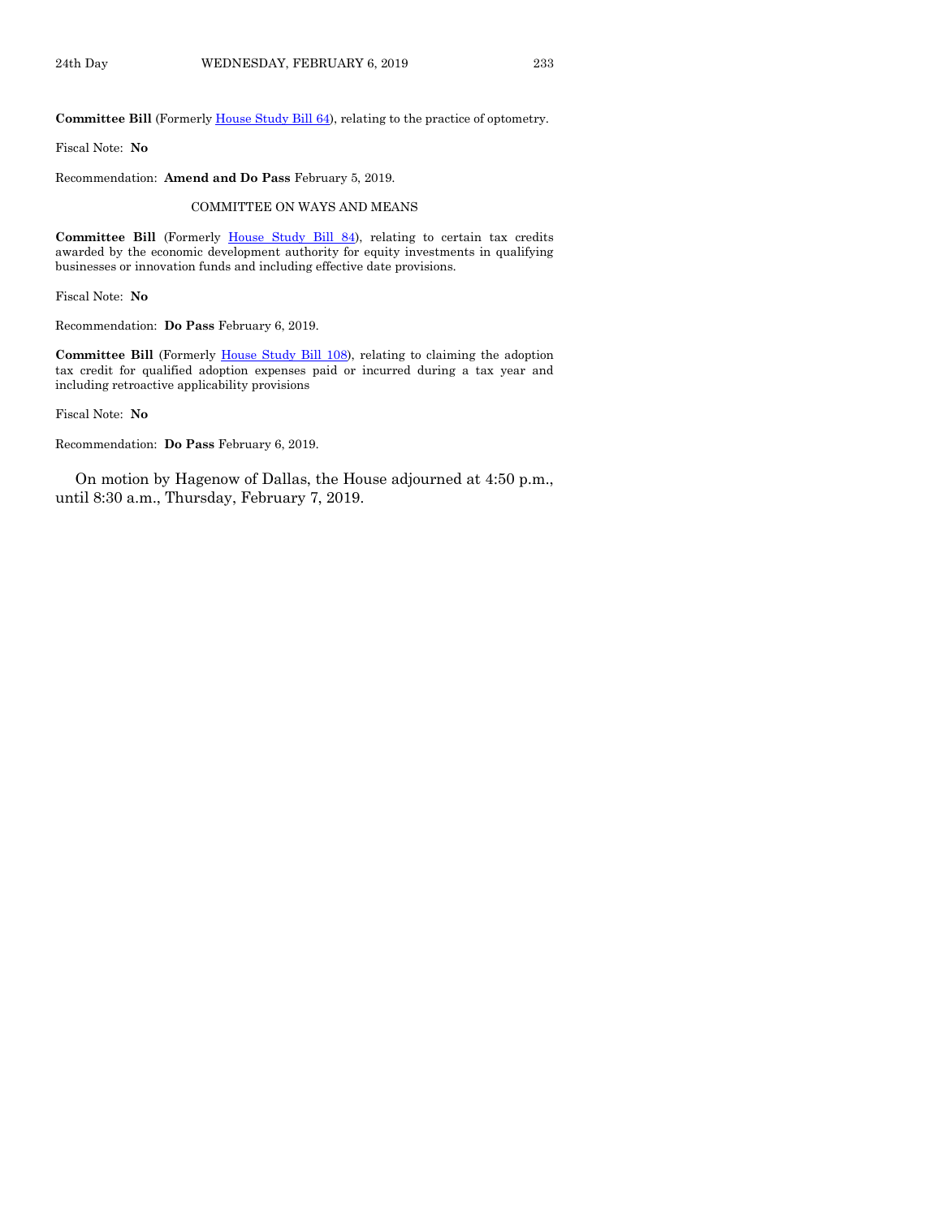**Committee Bill** (Formerly House Study Bill 64), relating to the practice of optometry.

Fiscal Note: **No**

Recommendation: **Amend and Do Pass** February 5, 2019.

COMMITTEE ON WAYS AND MEANS

**Committee Bill** (Formerly House Study Bill 84), relating to certain tax credits awarded by the economic development authority for equity investments in qualifying businesses or innovation funds and including effective date provisions.

Fiscal Note: **No**

Recommendation: **Do Pass** February 6, 2019.

**Committee Bill** (Formerly House Study Bill 108), relating to claiming the adoption tax credit for qualified adoption expenses paid or incurred during a tax year and including retroactive applicability provisions

Fiscal Note: **No**

Recommendation: **Do Pass** February 6, 2019.

On motion by Hagenow of Dallas, the House adjourned at 4:50 p.m., until 8:30 a.m., Thursday, February 7, 2019.